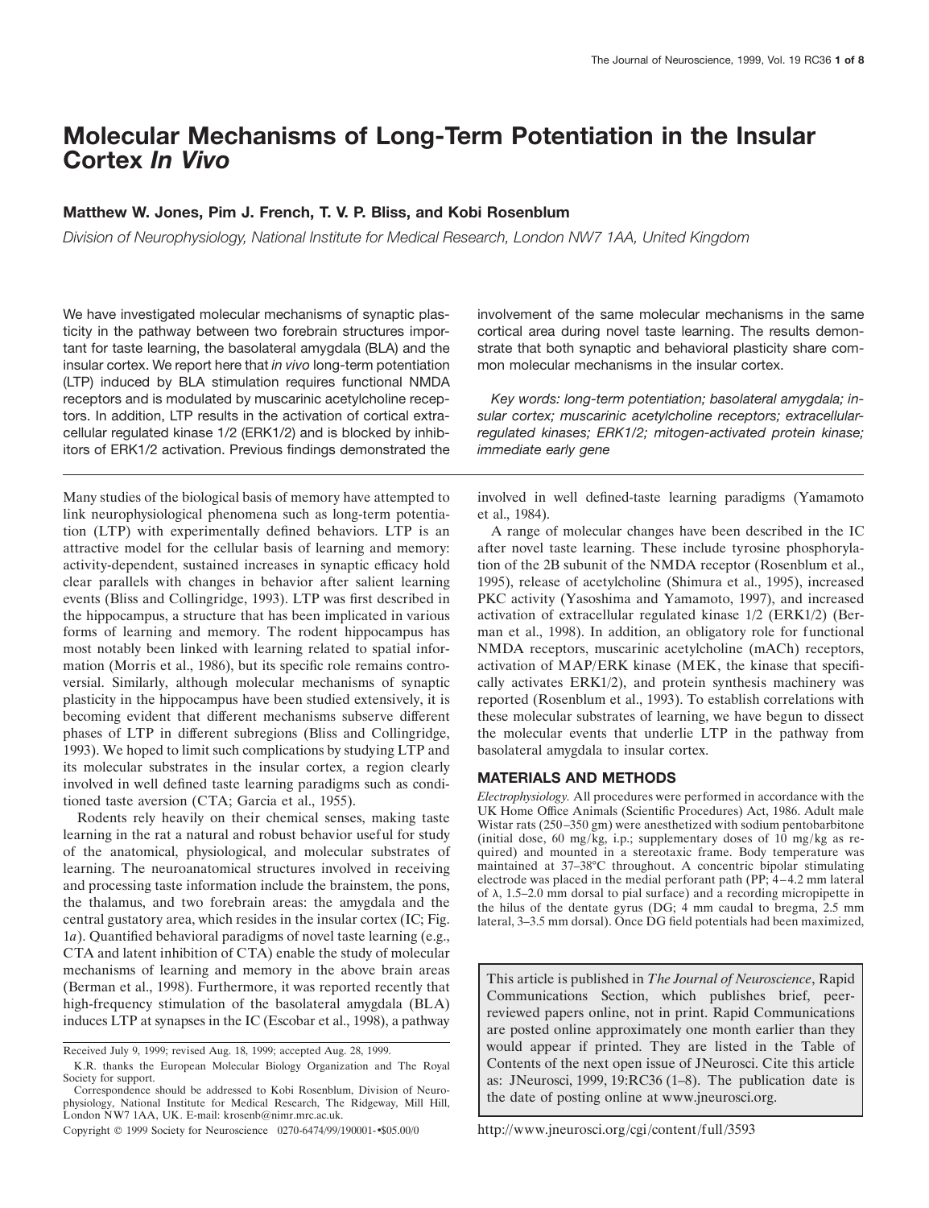# Molecular Mechanisms of Long-Term Potentiation in the Insular Cortex *In Vivo*

**Matthew W. Jones, Pim J. French, T. V. P. Bliss, and Kobi Rosenblum**

*Division of Neurophysiology, National Institute for Medical Research, London NW7 1AA, United Kingdom*

We have investigated molecular mechanisms of synaptic plasticity in the pathway between two forebrain structures important for taste learning, the basolateral amygdala (BLA) and the insular cortex. We report here that *in vivo* long-term potentiation (LTP) induced by BLA stimulation requires functional NMDA receptors and is modulated by muscarinic acetylcholine receptors. In addition, LTP results in the activation of cortical extracellular regulated kinase 1/2 (ERK1/2) and is blocked by inhibitors of ERK1/2 activation. Previous findings demonstrated the involvement of the same molecular mechanisms in the same cortical area during novel taste learning. The results demonstrate that both synaptic and behavioral plasticity share common molecular mechanisms in the insular cortex.

*Key words: long-term potentiation; basolateral amygdala; insular cortex; muscarinic acetylcholine receptors; extracellular-regulated kinases; ERK1/2; mitogen-activated protein kinase; immediate early gene*

Many studies of the biological basis of memory have attempted to link neurophysiological phenomena such as long-term potentiation (LTP) with experimentally defined behaviors. LTP is an attractive model for the cellular basis of learning and memory: activity-dependent, sustained increases in synaptic efficacy hold clear parallels with changes in behavior after salient learning events (Bliss and Collingridge, 1993). LTP was first described in the hippocampus, a structure that has been implicated in various forms of learning and memory. The rodent hippocampus has most notably been linked with learning related to spatial information (Morris et al., 1986), but its specific role remains controversial. Similarly, although molecular mechanisms of synaptic plasticity in the hippocampus have been studied extensively, it is becoming evident that different mechanisms subserve different phases of LTP in different subregions (Bliss and Collingridge, 1993). We hoped to limit such complications by studying LTP and its molecular substrates in the insular cortex, a region clearly involved in well defined taste learning paradigms such as conditioned taste aversion (CTA; Garcia et al., 1955).

Rodents rely heavily on their chemical senses, making taste learning in the rat a natural and robust behavior useful for study of the anatomical, physiological, and molecular substrates of learning. The neuroanatomical structures involved in receiving and processing taste information include the brainstem, the pons, the thalamus, and two forebrain areas: the amygdala and the central gustatory area, which resides in the insular cortex (IC; Fig. 1*a*). Quantified behavioral paradigms of novel taste learning (e.g., CTA and latent inhibition of CTA) enable the study of molecular mechanisms of learning and memory in the above brain areas (Berman et al., 1998). Furthermore, it was reported recently that high-frequency stimulation of the basolateral amygdala (BLA) induces LTP at synapses in the IC (Escobar et al., 1998), a pathway involved in well defined-taste learning paradigms (Yamamoto et al., 1984).

A range of molecular changes have been described in the IC after novel taste learning. These include tyrosine phosphorylation of the 2B subunit of the NMDA receptor (Rosenblum et al., 1995), release of acetylcholine (Shimura et al., 1995), increased PKC activity (Yasoshima and Yamamoto, 1997), and increased activation of extracellular regulated kinase 1/2 (ERK1/2) (Berman et al., 1998). In addition, an obligatory role for functional NMDA receptors, muscarinic acetylcholine (mACh) receptors, activation of MAP/ERK kinase (MEK, the kinase that specifically activates ERK1/2), and protein synthesis machinery was reported (Rosenblum et al., 1993). To establish correlations with these molecular substrates of learning, we have begun to dissect the molecular events that underlie LTP in the pathway from basolateral amygdala to insular cortex.

## MATERIALS AND METHODS

*Electrophysiology.* All procedures were performed in accordance with the UK Home Office Animals (Scientific Procedures) Act, 1986. Adult male Wistar rats (250–350 gm) were anesthetized with sodium pentobarbitone (initial dose, 60 mg/kg, i.p.; supplementary doses of 10 mg/kg as required) and mounted in a stereotaxic frame. Body temperature was maintained at 37–38°C throughout. A concentric bipolar stimulating electrode was placed in the medial perforant path (PP; 4–4.2 mm lateral of λ, 1.5–2.0 mm dorsal to pial surface) and a recording micropipette in the hilus of the dentate gyrus (DG; 4 mm caudal to bregma, 2.5 mm lateral, 3–3.5 mm dorsal). Once DG field potentials had been maximized,

Received July 9, 1999; revised Aug. 18, 1999; accepted Aug. 28, 1999.

K.R. thanks the European Molecular Biology Organization and The Royal Society for support.

Correspondence should be addressed to Kobi Rosenblum, Division of Neurophysiology, National Institute for Medical Research, The Ridgeway, Mill Hill, London NW7 1AA, UK. E-mail: krosenb@nimr.mrc.ac.uk.

Copyright © 1999 Society for Neuroscience 0270-6474/99/190001-•$05.00/0

This article is published in *The Journal of Neuroscience*, Rapid Communications Section, which publishes brief, peer-reviewed papers online, not in print. Rapid Communications are posted online approximately one month earlier than they would appear if printed. They are listed in the Table of Contents of the next open issue of JNeurosci. Cite this article as: JNeurosci, 1999, 19:RC36 (1–8). The publication date is the date of posting online at www.jneurosci.org.

http://www.jneurosci.org/cgi/content/full/3593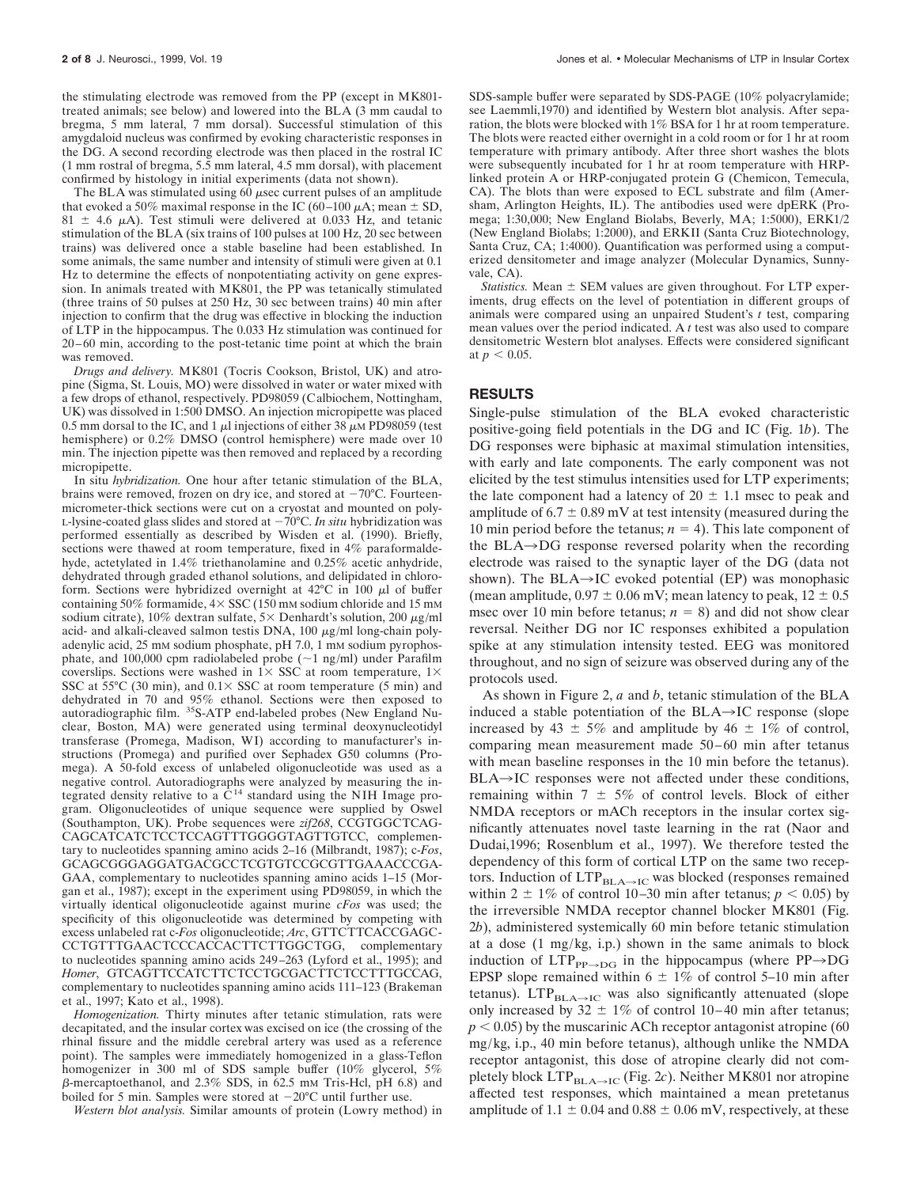the stimulating electrode was removed from the PP (except in MK801-treated animals; see below) and lowered into the BLA (3 mm caudal to bregma, 5 mm lateral, 7 mm dorsal). Successful stimulation of this amygdaloid nucleus was confirmed by evoking characteristic responses in the DG. A second recording electrode was then placed in the rostral IC (1 mm rostral of bregma, 5.5 mm lateral, 4.5 mm dorsal), with placement confirmed by histology in initial experiments (data not shown).

The BLA was stimulated using 60 μsec current pulses of an amplitude that evoked a 50% maximal response in the IC (60–100 μA; mean ± SD, 81 ± 4.6 μA). Test stimuli were delivered at 0.033 Hz, and tetanic stimulation of the BLA (six trains of 100 pulses at 100 Hz, 20 sec between trains) was delivered once a stable baseline had been established. In some animals, the same number and intensity of stimuli were given at 0.1 Hz to determine the effects of nonpotentiating activity on gene expression. In animals treated with MK801, the PP was tetanically stimulated (three trains of 50 pulses at 250 Hz, 30 sec between trains) 40 min after injection to confirm that the drug was effective in blocking the induction of LTP in the hippocampus. The 0.033 Hz stimulation was continued for 20–60 min, according to the post-tetanic time point at which the brain was removed.

*Drugs and delivery.* MK801 (Tocris Cookson, Bristol, UK) and atropine (Sigma, St. Louis, MO) were dissolved in water or water mixed with a few drops of ethanol, respectively. PD98059 (Calbiochem, Nottingham, UK) was dissolved in 1:500 DMSO. An injection micropipette was placed 0.5 mm dorsal to the IC, and 1 μl injections of either 38 μM PD98059 (test hemisphere) or 0.2% DMSO (control hemisphere) were made over 10 min. The injection pipette was then removed and replaced by a recording micropipette.

In situ *hybridization.* One hour after tetanic stimulation of the BLA, brains were removed, frozen on dry ice, and stored at −70°C. Fourteen-micrometer-thick sections were cut on a cryostat and mounted on poly-L-lysine-coated glass slides and stored at −70°C. *In situ* hybridization was performed essentially as described by Wisden et al. (1990). Briefly, sections were thawed at room temperature, fixed in 4% paraformaldehyde, acetylated in 1.4% triethanolamine and 0.25% acetic anhydride, dehydrated through graded ethanol solutions, and delipidated in chloroform. Sections were hybridized overnight at 42°C in 100 μl of buffer containing 50% formamide, 4× SSC (150 mM sodium chloride and 15 mM sodium citrate), 10% dextran sulfate, 5× Denhardt's solution, 200 μg/ml acid- and alkali-cleaved salmon testis DNA, 100 μg/ml long-chain polyadenylic acid, 25 mM sodium phosphate, pH 7.0, 1 mM sodium pyrophosphate, and 100,000 cpm radiolabeled probe (~1 ng/ml) under Parafilm coverslips. Sections were washed in 1× SSC at room temperature, 1× SSC at 55°C (30 min), and 0.1× SSC at room temperature (5 min) and dehydrated in 70 and 95% ethanol. Sections were then exposed to autoradiographic film. $^{35}$S-ATP end-labeled probes (New England Nuclear, Boston, MA) were generated using terminal deoxynucleotidyl transferase (Promega, Madison, WI) according to manufacturer's instructions (Promega) and purified over Sephadex G50 columns (Promega). A 50-fold excess of unlabeled oligonucleotide was used as a negative control. Autoradiographs were analyzed by measuring the integrated density relative to a $C^{14}$ standard using the NIH Image program. Oligonucleotides of unique sequence were supplied by Oswel (Southampton, UK). Probe sequences were *zif268*, CCGTGGCTCAGCAGCATCATCTCCTCCAGTTTGGGGTAGTTGTCC, complementary to nucleotides spanning amino acids 2–16 (Milbrandt, 1987); c-*Fos*, GCAGCGGGAGGATGACGCCTCGTGTCCGCGTTGAAACCCGAGAA, complementary to nucleotides spanning amino acids 1–15 (Morgan et al., 1987); except in the experiment using PD98059, in which the virtually identical oligonucleotide against murine *cFos* was used; the specificity of this oligonucleotide was determined by competing with excess unlabeled rat c-*Fos* oligonucleotide; *Arc*, GTTCTTCACCGAGCCCTGTTTGAACTCCCACCACTTCTTGGCTGG, complementary to nucleotides spanning amino acids 249–263 (Lyford et al., 1995); and *Homer*, GTCAGTTCCATCTTCTCCTGCGACTTCTCCTTTGCCAG, complementary to nucleotides spanning amino acids 111–123 (Brakeman et al., 1997; Kato et al., 1998).

*Homogenization.* Thirty minutes after tetanic stimulation, rats were decapitated, and the insular cortex was excised on ice (the crossing of the rhinal fissure and the middle cerebral artery was used as a reference point). The samples were immediately homogenized in a glass-Teflon homogenizer in 300 ml of SDS sample buffer (10% glycerol, 5% β-mercaptoethanol, and 2.3% SDS, in 62.5 mM Tris-Hcl, pH 6.8) and boiled for 5 min. Samples were stored at −20°C until further use.

*Western blot analysis.* Similar amounts of protein (Lowry method) in SDS-sample buffer were separated by SDS-PAGE (10% polyacrylamide; see Laemmli,1970) and identified by Western blot analysis. After separation, the blots were blocked with 1% BSA for 1 hr at room temperature. The blots were reacted either overnight in a cold room or for 1 hr at room temperature with primary antibody. After three short washes the blots were subsequently incubated for 1 hr at room temperature with HRP-linked protein A or HRP-conjugated protein G (Chemicon, Temecula, CA). The blots than were exposed to ECL substrate and film (Amersham, Arlington Heights, IL). The antibodies used were dpERK (Promega; 1:30,000; New England Biolabs, Beverly, MA; 1:5000), ERK1/2 (New England Biolabs; 1:2000), and ERKII (Santa Cruz Biotechnology, Santa Cruz, CA; 1:4000). Quantification was performed using a computerized densitometer and image analyzer (Molecular Dynamics, Sunnyvale, CA).

*Statistics.* Mean ± SEM values are given throughout. For LTP experiments, drug effects on the level of potentiation in different groups of animals were compared using an unpaired Student's *t* test, comparing mean values over the period indicated. A *t* test was also used to compare densitometric Western blot analyses. Effects were considered significant at $p < 0.05$.

## RESULTS

Single-pulse stimulation of the BLA evoked characteristic positive-going field potentials in the DG and IC (Fig. 1*b*). The DG responses were biphasic at maximal stimulation intensities, with early and late components. The early component was not elicited by the test stimulus intensities used for LTP experiments; the late component had a latency of 20 ± 1.1 msec to peak and amplitude of 6.7 ± 0.89 mV at test intensity (measured during the 10 min period before the tetanus; $n = 4$). This late component of the BLA→DG response reversed polarity when the recording electrode was raised to the synaptic layer of the DG (data not shown). The BLA→IC evoked potential (EP) was monophasic (mean amplitude, 0.97 ± 0.06 mV; mean latency to peak, 12 ± 0.5 msec over 10 min before tetanus; $n = 8$) and did not show clear reversal. Neither DG nor IC responses exhibited a population spike at any stimulation intensity tested. EEG was monitored throughout, and no sign of seizure was observed during any of the protocols used.

As shown in Figure 2, *a* and *b*, tetanic stimulation of the BLA induced a stable potentiation of the BLA→IC response (slope increased by 43 ± 5% and amplitude by 46 ± 1% of control, comparing mean measurement made 50–60 min after tetanus with mean baseline responses in the 10 min before the tetanus). BLA→IC responses were not affected under these conditions, remaining within 7 ± 5% of control levels. Block of either NMDA receptors or mACh receptors in the insular cortex significantly attenuates novel taste learning in the rat (Naor and Dudai,1996; Rosenblum et al., 1997). We therefore tested the dependency of this form of cortical LTP on the same two receptors. Induction of $LTP_{BLA \rightarrow IC}$ was blocked (responses remained within 2 ± 1% of control 10–30 min after tetanus; $p < 0.05$) by the irreversible NMDA receptor channel blocker MK801 (Fig. 2*b*), administered systemically 60 min before tetanic stimulation at a dose (1 mg/kg, i.p.) shown in the same animals to block induction of $LTP_{PP \rightarrow DG}$ in the hippocampus (where PP→DG EPSP slope remained within 6 ± 1% of control 5–10 min after tetanus). $LTP_{BLA \rightarrow IC}$ was also significantly attenuated (slope only increased by 32 ± 1% of control 10–40 min after tetanus; $p < 0.05$) by the muscarinic ACh receptor antagonist atropine (60 mg/kg, i.p., 40 min before tetanus), although unlike the NMDA receptor antagonist, this dose of atropine clearly did not completely block $LTP_{BLA \rightarrow IC}$ (Fig. 2*c*). Neither MK801 nor atropine affected test responses, which maintained a mean pretetanus amplitude of 1.1 ± 0.04 and 0.88 ± 0.06 mV, respectively, at these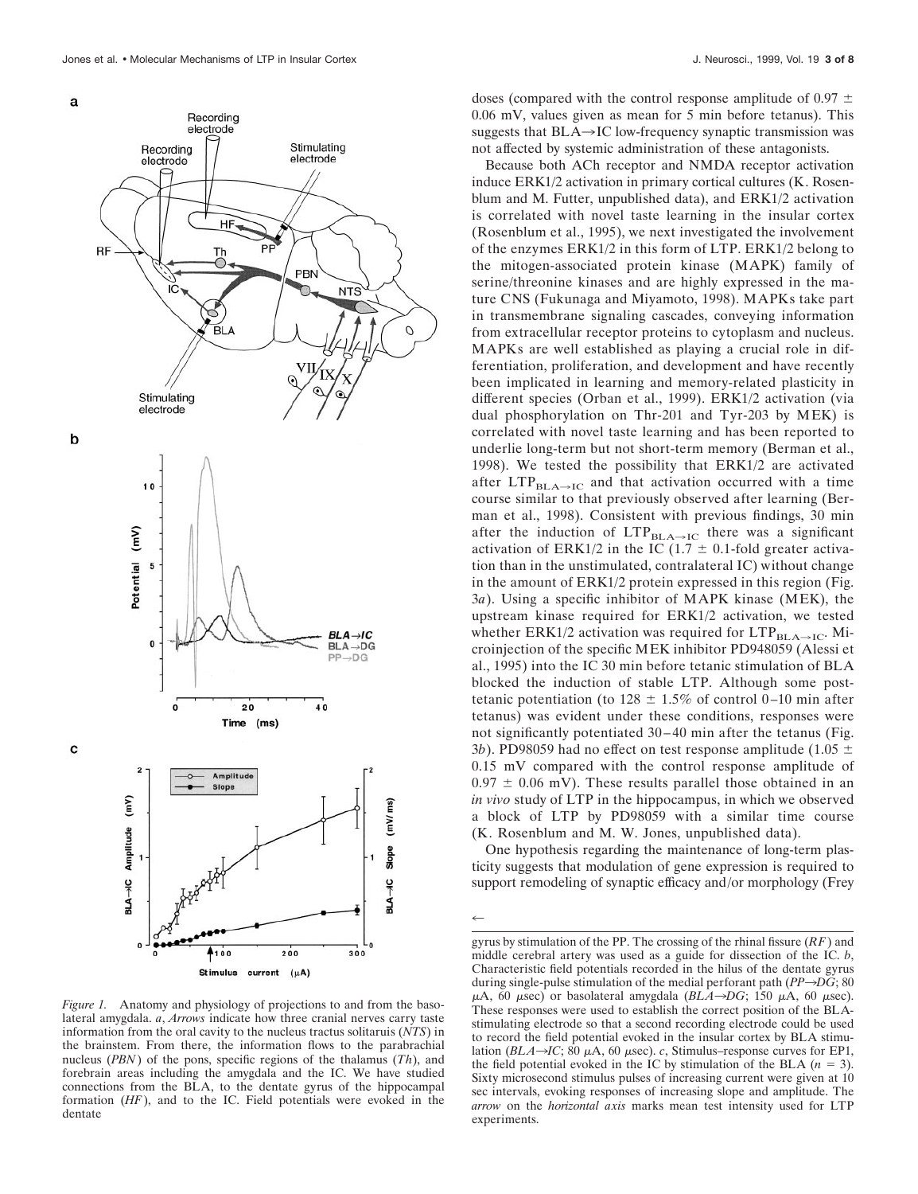*Figure 1.* Anatomy and physiology of projections to and from the basolateral amygdala. *a*, *Arrows* indicate how three cranial nerves carry taste information from the oral cavity to the nucleus tractus solitaruis (*NTS*) in the brainstem. From there, the information flows to the parabrachial nucleus (*PBN*) of the pons, specific regions of the thalamus (*Th*), and forebrain areas including the amygdala and the IC. We have studied connections from the BLA, to the dentate gyrus of the hippocampal formation (*HF*), and to the IC. Field potentials were evoked in the dentate gyrus by stimulation of the PP. The crossing of the rhinal fissure (*RF*) and middle cerebral artery was used as a guide for dissection of the IC. *b*, Characteristic field potentials recorded in the hilus of the dentate gyrus during single-pulse stimulation of the medial perforant path (*PP→DG*; 80 μA, 60 μsec) or basolateral amygdala (*BLA→DG*; 150 μA, 60 μsec). These responses were used to establish the correct position of the BLA-stimulating electrode so that a second recording electrode could be used to record the field potential evoked in the insular cortex by BLA stimulation (*BLA→IC*; 80 μA, 60 μsec). *c*, Stimulus–response curves for EP1, the field potential evoked in the IC by stimulation of the BLA ($n = 3$). Sixty microsecond stimulus pulses of increasing current were given at 10 sec intervals, evoking responses of increasing slope and amplitude. The *arrow* on the *horizontal axis* marks mean test intensity used for LTP experiments.

doses (compared with the control response amplitude of 0.97 ± 0.06 mV, values given as mean for 5 min before tetanus). This suggests that BLA→IC low-frequency synaptic transmission was not affected by systemic administration of these antagonists.

Because both ACh receptor and NMDA receptor activation induce ERK1/2 activation in primary cortical cultures (K. Rosenblum and M. Futter, unpublished data), and ERK1/2 activation is correlated with novel taste learning in the insular cortex (Rosenblum et al., 1995), we next investigated the involvement of the enzymes ERK1/2 in this form of LTP. ERK1/2 belong to the mitogen-associated protein kinase (MAPK) family of serine/threonine kinases and are highly expressed in the mature CNS (Fukunaga and Miyamoto, 1998). MAPKs take part in transmembrane signaling cascades, conveying information from extracellular receptor proteins to cytoplasm and nucleus. MAPKs are well established as playing a crucial role in differentiation, proliferation, and development and have recently been implicated in learning and memory-related plasticity in different species (Orban et al., 1999). ERK1/2 activation (via dual phosphorylation on Thr-201 and Tyr-203 by MEK) is correlated with novel taste learning and has been reported to underlie long-term but not short-term memory (Berman et al., 1998). We tested the possibility that ERK1/2 are activated after $LTP_{BLA→IC}$ and that activation occurred with a time course similar to that previously observed after learning (Berman et al., 1998). Consistent with previous findings, 30 min after the induction of $LTP_{BLA→IC}$ there was a significant activation of ERK1/2 in the IC (1.7 ± 0.1-fold greater activation than in the unstimulated, contralateral IC) without change in the amount of ERK1/2 protein expressed in this region (Fig. 3*a*). Using a specific inhibitor of MAPK kinase (MEK), the upstream kinase required for ERK1/2 activation, we tested whether ERK1/2 activation was required for $LTP_{BLA→IC}$. Microinjection of the specific MEK inhibitor PD948059 (Alessi et al., 1995) into the IC 30 min before tetanic stimulation of BLA blocked the induction of stable LTP. Although some posttetanic potentiation (to 128 ± 1.5% of control 0–10 min after tetanus) was evident under these conditions, responses were not significantly potentiated 30–40 min after the tetanus (Fig. 3*b*). PD98059 had no effect on test response amplitude (1.05 ± 0.15 mV compared with the control response amplitude of 0.97 ± 0.06 mV). These results parallel those obtained in an *in vivo* study of LTP in the hippocampus, in which we observed a block of LTP by PD98059 with a similar time course (K. Rosenblum and M. W. Jones, unpublished data).

One hypothesis regarding the maintenance of long-term plasticity suggests that modulation of gene expression is required to support remodeling of synaptic efficacy and/or morphology (Frey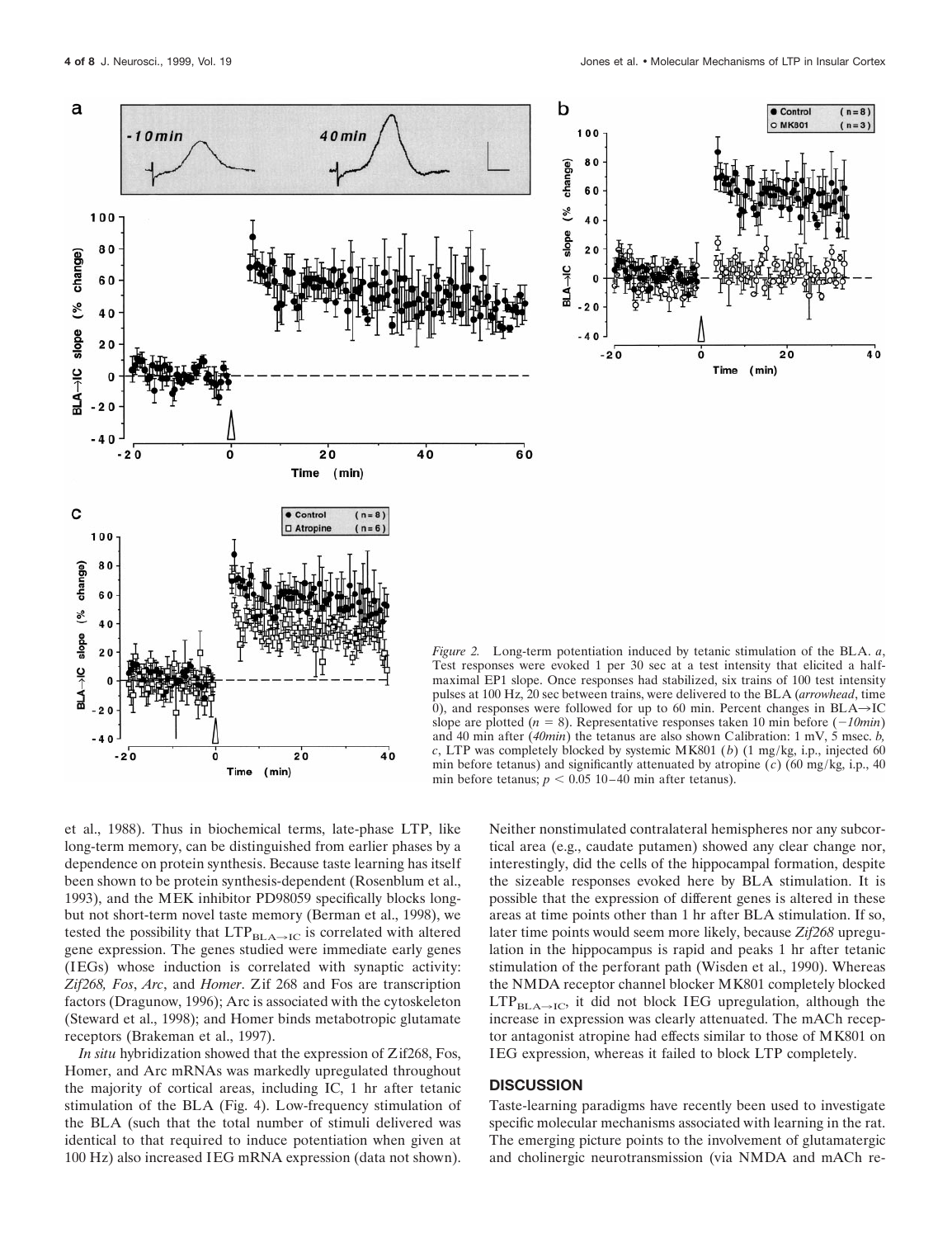*Figure 2.* Long-term potentiation induced by tetanic stimulation of the BLA. *a*, Test responses were evoked 1 per 30 sec at a test intensity that elicited a half-maximal EP1 slope. Once responses had stabilized, six trains of 100 test intensity pulses at 100 Hz, 20 sec between trains, were delivered to the BLA (*arrowhead*, time 0), and responses were followed for up to 60 min. Percent changes in BLA→IC slope are plotted ($n = 8$). Representative responses taken 10 min before (*−10min*) and 40 min after (*40min*) the tetanus are also shown Calibration: 1 mV, 5 msec. *b, c*, LTP was completely blocked by systemic MK801 (*b*) (1 mg/kg, i.p., injected 60 min before tetanus) and significantly attenuated by atropine (*c*) (60 mg/kg, i.p., 40 min before tetanus; $p < 0.05$ 10–40 min after tetanus).

et al., 1988). Thus in biochemical terms, late-phase LTP, like long-term memory, can be distinguished from earlier phases by a dependence on protein synthesis. Because taste learning has itself been shown to be protein synthesis-dependent (Rosenblum et al., 1993), and the MEK inhibitor PD98059 specifically blocks long- but not short-term novel taste memory (Berman et al., 1998), we tested the possibility that $LTP_{BLA\rightarrow IC}$ is correlated with altered gene expression. The genes studied were immediate early genes (IEGs) whose induction is correlated with synaptic activity: *Zif268, Fos*, *Arc*, and *Homer*. Zif 268 and Fos are transcription factors (Dragunow, 1996); Arc is associated with the cytoskeleton (Steward et al., 1998); and Homer binds metabotropic glutamate receptors (Brakeman et al., 1997).

*In situ* hybridization showed that the expression of Zif268, Fos, Homer, and Arc mRNAs was markedly upregulated throughout the majority of cortical areas, including IC, 1 hr after tetanic stimulation of the BLA (Fig. 4). Low-frequency stimulation of the BLA (such that the total number of stimuli delivered was identical to that required to induce potentiation when given at 100 Hz) also increased IEG mRNA expression (data not shown). Neither nonstimulated contralateral hemispheres nor any subcortical area (e.g., caudate putamen) showed any clear change nor, interestingly, did the cells of the hippocampal formation, despite the sizeable responses evoked here by BLA stimulation. It is possible that the expression of different genes is altered in these areas at time points other than 1 hr after BLA stimulation. If so, later time points would seem more likely, because *Zif268* upregulation in the hippocampus is rapid and peaks 1 hr after tetanic stimulation of the perforant path (Wisden et al., 1990). Whereas the NMDA receptor channel blocker MK801 completely blocked $LTP_{BLA\rightarrow IC}$, it did not block IEG upregulation, although the increase in expression was clearly attenuated. The mACh receptor antagonist atropine had effects similar to those of MK801 on IEG expression, whereas it failed to block LTP completely.

## DISCUSSION

Taste-learning paradigms have recently been used to investigate specific molecular mechanisms associated with learning in the rat. The emerging picture points to the involvement of glutamatergic and cholinergic neurotransmission (via NMDA and mACh re-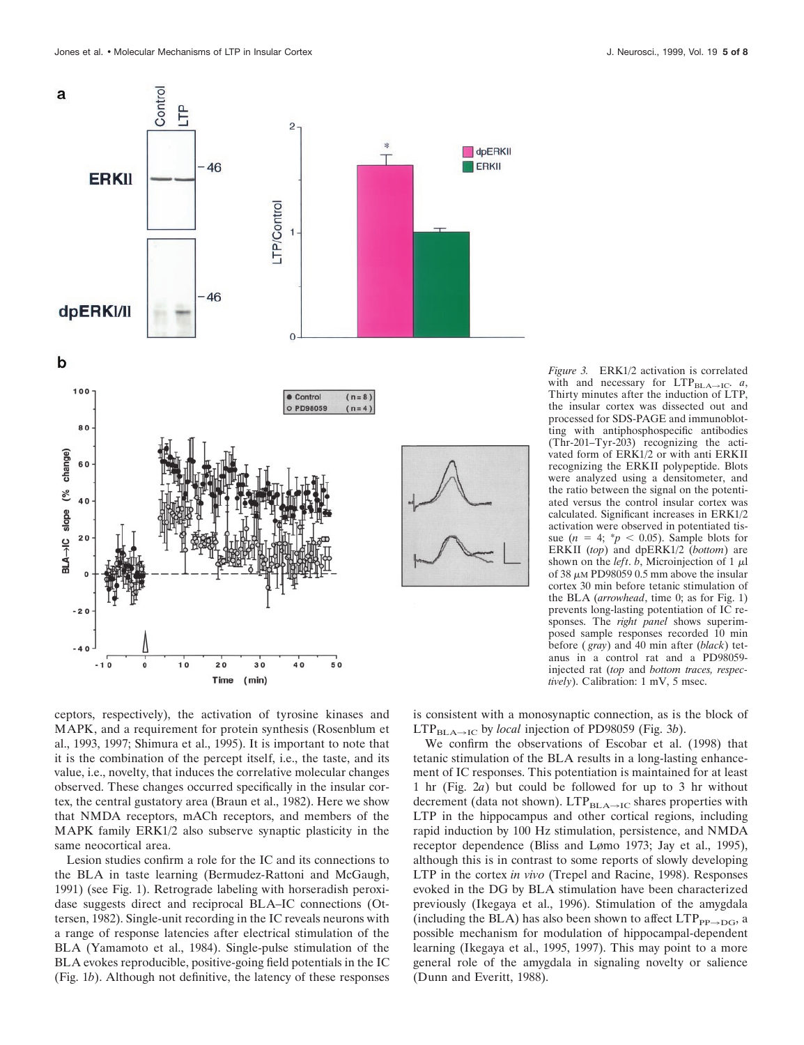*Figure 3.* ERK1/2 activation is correlated with and necessary for $LTP_{BLA \rightarrow IC}$. *a*, Thirty minutes after the induction of LTP, the insular cortex was dissected out and processed for SDS-PAGE and immunoblotting with antiphosphospecific antibodies (Thr-201–Tyr-203) recognizing the activated form of ERK1/2 or with anti ERKII recognizing the ERKII polypeptide. Blots were analyzed using a densitometer, and the ratio between the signal on the potentiated versus the control insular cortex was calculated. Significant increases in ERK1/2 activation were observed in potentiated tissue ($n = 4$; $*p < 0.05$). Sample blots for ERKII (*top*) and dpERK1/2 (*bottom*) are shown on the *left*. *b*, Microinjection of 1 μl of 38 μM PD98059 0.5 mm above the insular cortex 30 min before tetanic stimulation of the BLA (*arrowhead*, time 0; as for Fig. 1) prevents long-lasting potentiation of IC responses. The *right panel* shows superimposed sample responses recorded 10 min before (*gray*) and 40 min after (*black*) tetanus in a control rat and a PD98059-injected rat (*top* and *bottom traces, respectively*). Calibration: 1 mV, 5 msec.

ceptors, respectively), the activation of tyrosine kinases and MAPK, and a requirement for protein synthesis (Rosenblum et al., 1993, 1997; Shimura et al., 1995). It is important to note that it is the combination of the percept itself, i.e., the taste, and its value, i.e., novelty, that induces the correlative molecular changes observed. These changes occurred specifically in the insular cortex, the central gustatory area (Braun et al., 1982). Here we show that NMDA receptors, mACh receptors, and members of the MAPK family ERK1/2 also subserve synaptic plasticity in the same neocortical area.

Lesion studies confirm a role for the IC and its connections to the BLA in taste learning (Bermudez-Rattoni and McGaugh, 1991) (see Fig. 1). Retrograde labeling with horseradish peroxidase suggests direct and reciprocal BLA–IC connections (Ottersen, 1982). Single-unit recording in the IC reveals neurons with a range of response latencies after electrical stimulation of the BLA (Yamamoto et al., 1984). Single-pulse stimulation of the BLA evokes reproducible, positive-going field potentials in the IC (Fig. 1*b*). Although not definitive, the latency of these responses is consistent with a monosynaptic connection, as is the block of $LTP_{BLA \rightarrow IC}$ by *local* injection of PD98059 (Fig. 3*b*).

We confirm the observations of Escobar et al. (1998) that tetanic stimulation of the BLA results in a long-lasting enhancement of IC responses. This potentiation is maintained for at least 1 hr (Fig. 2*a*) but could be followed for up to 3 hr without decrement (data not shown). $LTP_{BLA \rightarrow IC}$ shares properties with LTP in the hippocampus and other cortical regions, including rapid induction by 100 Hz stimulation, persistence, and NMDA receptor dependence (Bliss and Lømo 1973; Jay et al., 1995), although this is in contrast to some reports of slowly developing LTP in the cortex *in vivo* (Trepel and Racine, 1998). Responses evoked in the DG by BLA stimulation have been characterized previously (Ikegaya et al., 1996). Stimulation of the amygdala (including the BLA) has also been shown to affect $LTP_{PP \rightarrow DG}$, a possible mechanism for modulation of hippocampal-dependent learning (Ikegaya et al., 1995, 1997). This may point to a more general role of the amygdala in signaling novelty or salience (Dunn and Everitt, 1988).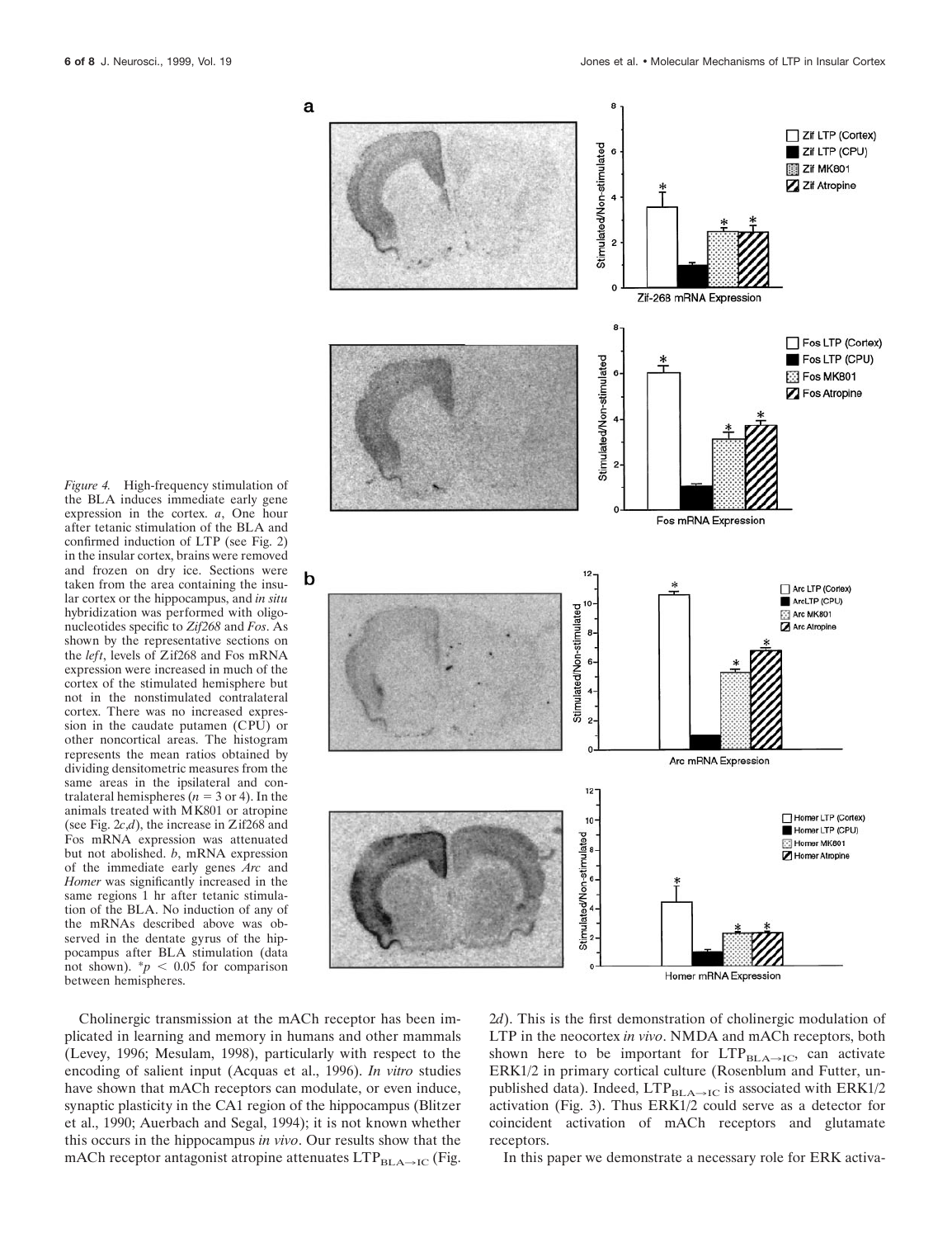*Figure 4.* High-frequency stimulation of the BLA induces immediate early gene expression in the cortex. *a*, One hour after tetanic stimulation of the BLA and confirmed induction of LTP (see Fig. 2) in the insular cortex, brains were removed and frozen on dry ice. Sections were taken from the area containing the insular cortex or the hippocampus, and *in situ* hybridization was performed with oligonucleotides specific to *Zif268* and *Fos*. As shown by the representative sections on the *left*, levels of Zif268 and Fos mRNA expression were increased in much of the cortex of the stimulated hemisphere but not in the nonstimulated contralateral cortex. There was no increased expression in the caudate putamen (CPU) or other noncortical areas. The histogram represents the mean ratios obtained by dividing densitometric measures from the same areas in the ipsilateral and contralateral hemispheres ($n = 3$ or 4). In the animals treated with MK801 or atropine (see Fig. 2*c*,*d*), the increase in Zif268 and Fos mRNA expression was attenuated but not abolished. *b*, mRNA expression of the immediate early genes *Arc* and *Homer* was significantly increased in the same regions 1 hr after tetanic stimulation of the BLA. No induction of any of the mRNAs described above was observed in the dentate gyrus of the hippocampus after BLA stimulation (data not shown). *$p < 0.05$ for comparison between hemispheres.

Cholinergic transmission at the mACh receptor has been implicated in learning and memory in humans and other mammals (Levey, 1996; Mesulam, 1998), particularly with respect to the encoding of salient input (Acquas et al., 1996). *In vitro* studies have shown that mACh receptors can modulate, or even induce, synaptic plasticity in the CA1 region of the hippocampus (Blitzer et al., 1990; Auerbach and Segal, 1994); it is not known whether this occurs in the hippocampus *in vivo*. Our results show that the mACh receptor antagonist atropine attenuates $LTP_{BLA \rightarrow IC}$ (Fig. 2*d*). This is the first demonstration of cholinergic modulation of LTP in the neocortex *in vivo*. NMDA and mACh receptors, both shown here to be important for $LTP_{BLA \rightarrow IC}$, can activate ERK1/2 in primary cortical culture (Rosenblum and Futter, unpublished data). Indeed, $LTP_{BLA \rightarrow IC}$ is associated with ERK1/2 activation (Fig. 3). Thus ERK1/2 could serve as a detector for coincident activation of mACh receptors and glutamate receptors.

In this paper we demonstrate a necessary role for ERK activa-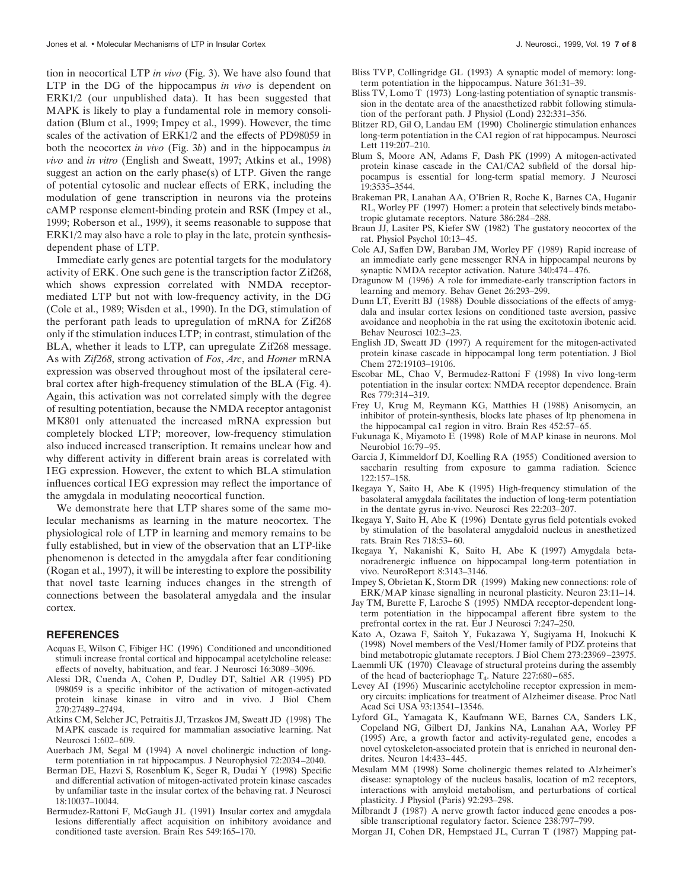tion in neocortical LTP *in vivo* (Fig. 3). We have also found that LTP in the DG of the hippocampus *in vivo* is dependent on ERK1/2 (our unpublished data). It has been suggested that MAPK is likely to play a fundamental role in memory consolidation (Blum et al., 1999; Impey et al., 1999). However, the time scales of the activation of ERK1/2 and the effects of PD98059 in both the neocortex *in vivo* (Fig. 3*b*) and in the hippocampus *in vivo* and *in vitro* (English and Sweatt, 1997; Atkins et al., 1998) suggest an action on the early phase(s) of LTP. Given the range of potential cytosolic and nuclear effects of ERK, including the modulation of gene transcription in neurons via the proteins cAMP response element-binding protein and RSK (Impey et al., 1999; Roberson et al., 1999), it seems reasonable to suppose that ERK1/2 may also have a role to play in the late, protein synthesis-dependent phase of LTP.

Immediate early genes are potential targets for the modulatory activity of ERK. One such gene is the transcription factor Zif268, which shows expression correlated with NMDA receptor-mediated LTP but not with low-frequency activity, in the DG (Cole et al., 1989; Wisden et al., 1990). In the DG, stimulation of the perforant path leads to upregulation of mRNA for Zif268 only if the stimulation induces LTP; in contrast, stimulation of the BLA, whether it leads to LTP, can upregulate Zif268 message. As with *Zif268*, strong activation of *Fos*, *Arc*, and *Homer* mRNA expression was observed throughout most of the ipsilateral cerebral cortex after high-frequency stimulation of the BLA (Fig. 4). Again, this activation was not correlated simply with the degree of resulting potentiation, because the NMDA receptor antagonist MK801 only attenuated the increased mRNA expression but completely blocked LTP; moreover, low-frequency stimulation also induced increased transcription. It remains unclear how and why different activity in different brain areas is correlated with IEG expression. However, the extent to which BLA stimulation influences cortical IEG expression may reflect the importance of the amygdala in modulating neocortical function.

We demonstrate here that LTP shares some of the same molecular mechanisms as learning in the mature neocortex. The physiological role of LTP in learning and memory remains to be fully established, but in view of the observation that an LTP-like phenomenon is detected in the amygdala after fear conditioning (Rogan et al., 1997), it will be interesting to explore the possibility that novel taste learning induces changes in the strength of connections between the basolateral amygdala and the insular cortex.

## REFERENCES

Acquas E, Wilson C, Fibiger HC (1996) Conditioned and unconditioned stimuli increase frontal cortical and hippocampal acetylcholine release: effects of novelty, habituation, and fear. J Neurosci 16:3089–3096.

Alessi DR, Cuenda A, Cohen P, Dudley DT, Saltiel AR (1995) PD 098059 is a specific inhibitor of the activation of mitogen-activated protein kinase kinase in vitro and in vivo. J Biol Chem 270:27489–27494.

Atkins CM, Selcher JC, Petraitis JJ, Trzaskos JM, Sweatt JD (1998) The MAPK cascade is required for mammalian associative learning. Nat Neurosci 1:602–609.

Auerbach JM, Segal M (1994) A novel cholinergic induction of long-term potentiation in rat hippocampus. J Neurophysiol 72:2034–2040.

Berman DE, Hazvi S, Rosenblum K, Seger R, Dudai Y (1998) Specific and differential activation of mitogen-activated protein kinase cascades by unfamiliar taste in the insular cortex of the behaving rat. J Neurosci 18:10037–10044.

Bermudez-Rattoni F, McGaugh JL (1991) Insular cortex and amygdala lesions differentially affect acquisition on inhibitory avoidance and conditioned taste aversion. Brain Res 549:165–170.

Bliss TVP, Collingridge GL (1993) A synaptic model of memory: long-term potentiation in the hippocampus. Nature 361:31–39.

Bliss TV, Lomo T (1973) Long-lasting potentiation of synaptic transmission in the dentate area of the anaesthetized rabbit following stimulation of the perforant path. J Physiol (Lond) 232:331–356.

Blitzer RD, Gil O, Landau EM (1990) Cholinergic stimulation enhances long-term potentiation in the CA1 region of rat hippocampus. Neurosci Lett 119:207–210.

Blum S, Moore AN, Adams F, Dash PK (1999) A mitogen-activated protein kinase cascade in the CA1/CA2 subfield of the dorsal hippocampus is essential for long-term spatial memory. J Neurosci 19:3535–3544.

Brakeman PR, Lanahan AA, O'Brien R, Roche K, Barnes CA, Huganir RL, Worley PF (1997) Homer: a protein that selectively binds metabotropic glutamate receptors. Nature 386:284–288.

Braun JJ, Lasiter PS, Kiefer SW (1982) The gustatory neocortex of the rat. Physiol Psychol 10:13–45.

Cole AJ, Saffen DW, Baraban JM, Worley PF (1989) Rapid increase of an immediate early gene messenger RNA in hippocampal neurons by synaptic NMDA receptor activation. Nature 340:474–476.

Dragunow M (1996) A role for immediate-early transcription factors in learning and memory. Behav Genet 26:293–299.

Dunn LT, Everitt BJ (1988) Double dissociations of the effects of amygdala and insular cortex lesions on conditioned taste aversion, passive avoidance and neophobia in the rat using the excitotoxin ibotenic acid. Behav Neurosci 102:3–23.

English JD, Sweatt JD (1997) A requirement for the mitogen-activated protein kinase cascade in hippocampal long term potentiation. J Biol Chem 272:19103–19106.

Escobar ML, Chao V, Bermudez-Rattoni F (1998) In vivo long-term potentiation in the insular cortex: NMDA receptor dependence. Brain Res 779:314–319.

Frey U, Krug M, Reymann KG, Matthies H (1988) Anisomycin, an inhibitor of protein-synthesis, blocks late phases of ltp phenomena in the hippocampal ca1 region in vitro. Brain Res 452:57–65.

Fukunaga K, Miyamoto E (1998) Role of MAP kinase in neurons. Mol Neurobiol 16:79–95.

Garcia J, Kimmeldorf DJ, Koelling RA (1955) Conditioned aversion to saccharin resulting from exposure to gamma radiation. Science 122:157–158.

Ikegaya Y, Saito H, Abe K (1995) High-frequency stimulation of the basolateral amygdala facilitates the induction of long-term potentiation in the dentate gyrus in-vivo. Neurosci Res 22:203–207.

Ikegaya Y, Saito H, Abe K (1996) Dentate gyrus field potentials evoked by stimulation of the basolateral amygdaloid nucleus in anesthetized rats. Brain Res 718:53–60.

Ikegaya Y, Nakanishi K, Saito H, Abe K (1997) Amygdala beta-noradrenergic influence on hippocampal long-term potentiation in vivo. NeuroReport 8:3143–3146.

Impey S, Obrietan K, Storm DR (1999) Making new connections: role of ERK/MAP kinase signalling in neuronal plasticity. Neuron 23:11–14.

Jay TM, Burette F, Laroche S (1995) NMDA receptor-dependent long-term potentiation in the hippocampal afferent fibre system to the prefrontal cortex in the rat. Eur J Neurosci 7:247–250.

Kato A, Ozawa F, Saitoh Y, Fukazawa Y, Sugiyama H, Inokuchi K (1998) Novel members of the Vesl/Homer family of PDZ proteins that bind metabotropic glutamate receptors. J Biol Chem 273:23969–23975.

Laemmli UK (1970) Cleavage of structural proteins during the assembly of the head of bacteriophage $T_4$. Nature 227:680–685.

Levey AI (1996) Muscarinic acetylcholine receptor expression in memory circuits: implications for treatment of Alzheimer disease. Proc Natl Acad Sci USA 93:13541–13546.

Lyford GL, Yamagata K, Kaufmann WE, Barnes CA, Sanders LK, Copeland NG, Gilbert DJ, Jankins NA, Lanahan AA, Worley PF (1995) Arc, a growth factor and activity-regulated gene, encodes a novel cytoskeleton-associated protein that is enriched in neuronal dendrites. Neuron 14:433–445.

Mesulam MM (1998) Some cholinergic themes related to Alzheimer's disease: synaptology of the nucleus basalis, location of m2 receptors, interactions with amyloid metabolism, and perturbations of cortical plasticity. J Physiol (Paris) 92:293–298.

Milbrandt J (1987) A nerve growth factor induced gene encodes a possible transcriptional regulatory factor. Science 238:797–799.

Morgan JI, Cohen DR, Hempstaed JL, Curran T (1987) Mapping pat-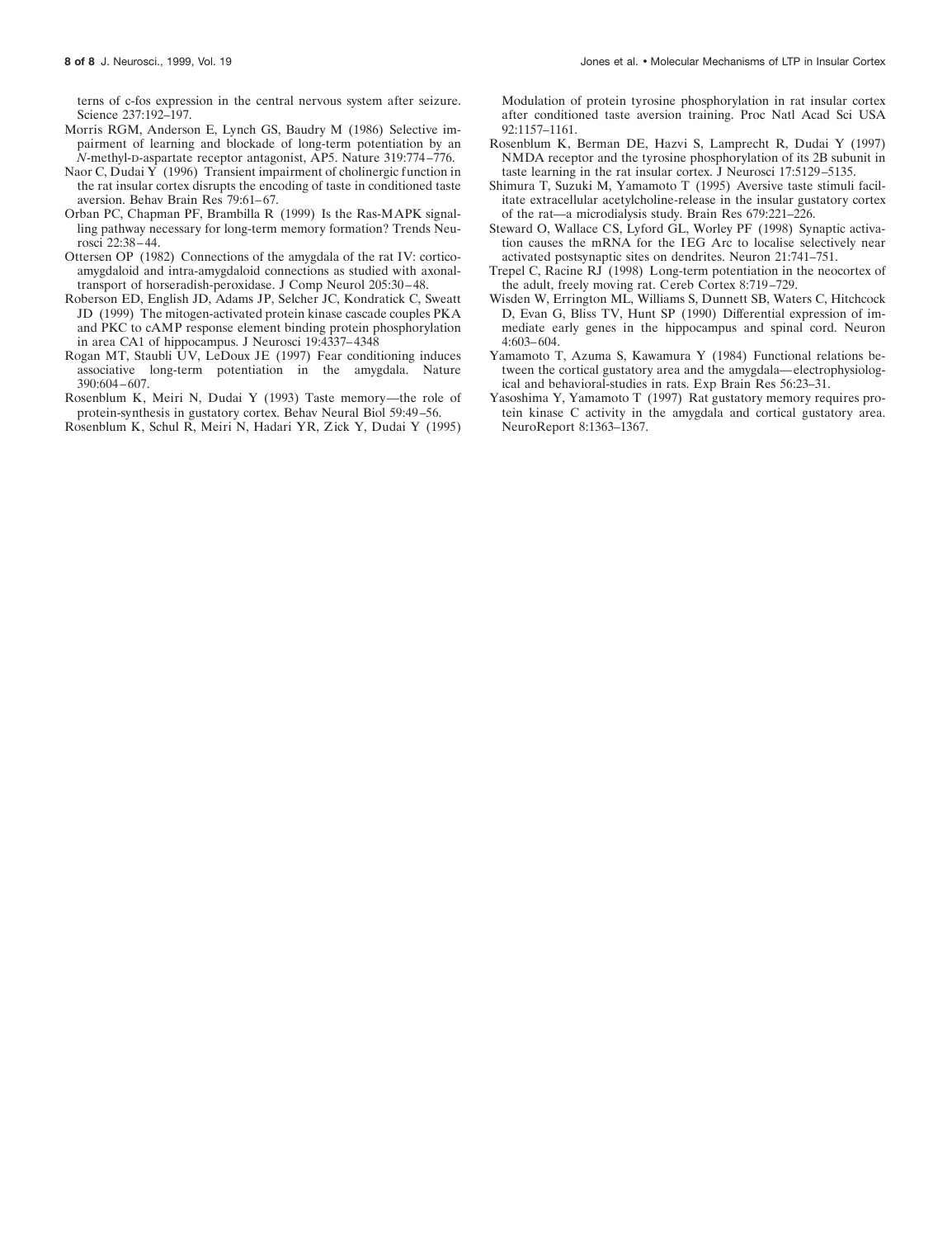terns of c-fos expression in the central nervous system after seizure. Science 237:192–197.

Morris RGM, Anderson E, Lynch GS, Baudry M (1986) Selective impairment of learning and blockade of long-term potentiation by an *N*-methyl-D-aspartate receptor antagonist, AP5. Nature 319:774–776.

Naor C, Dudai Y (1996) Transient impairment of cholinergic function in the rat insular cortex disrupts the encoding of taste in conditioned taste aversion. Behav Brain Res 79:61–67.

Orban PC, Chapman PF, Brambilla R (1999) Is the Ras-MAPK signalling pathway necessary for long-term memory formation? Trends Neurosci 22:38–44.

Ottersen OP (1982) Connections of the amygdala of the rat IV: corticoamygdaloid and intra-amygdaloid connections as studied with axonal-transport of horseradish-peroxidase. J Comp Neurol 205:30–48.

Roberson ED, English JD, Adams JP, Selcher JC, Kondratick C, Sweatt JD (1999) The mitogen-activated protein kinase cascade couples PKA and PKC to cAMP response element binding protein phosphorylation in area CA1 of hippocampus. J Neurosci 19:4337–4348

Rogan MT, Staubli UV, LeDoux JE (1997) Fear conditioning induces associative long-term potentiation in the amygdala. Nature 390:604–607.

Rosenblum K, Meiri N, Dudai Y (1993) Taste memory—the role of protein-synthesis in gustatory cortex. Behav Neural Biol 59:49–56.

Rosenblum K, Schul R, Meiri N, Hadari YR, Zick Y, Dudai Y (1995) Modulation of protein tyrosine phosphorylation in rat insular cortex after conditioned taste aversion training. Proc Natl Acad Sci USA 92:1157–1161.

Rosenblum K, Berman DE, Hazvi S, Lamprecht R, Dudai Y (1997) NMDA receptor and the tyrosine phosphorylation of its 2B subunit in taste learning in the rat insular cortex. J Neurosci 17:5129–5135.

Shimura T, Suzuki M, Yamamoto T (1995) Aversive taste stimuli facilitate extracellular acetylcholine-release in the insular gustatory cortex of the rat—a microdialysis study. Brain Res 679:221–226.

Steward O, Wallace CS, Lyford GL, Worley PF (1998) Synaptic activation causes the mRNA for the IEG Arc to localise selectively near activated postsynaptic sites on dendrites. Neuron 21:741–751.

Trepel C, Racine RJ (1998) Long-term potentiation in the neocortex of the adult, freely moving rat. Cereb Cortex 8:719–729.

Wisden W, Errington ML, Williams S, Dunnett SB, Waters C, Hitchcock D, Evan G, Bliss TV, Hunt SP (1990) Differential expression of immediate early genes in the hippocampus and spinal cord. Neuron 4:603–604.

Yamamoto T, Azuma S, Kawamura Y (1984) Functional relations between the cortical gustatory area and the amygdala—electrophysiological and behavioral-studies in rats. Exp Brain Res 56:23–31.

Yasoshima Y, Yamamoto T (1997) Rat gustatory memory requires protein kinase C activity in the amygdala and cortical gustatory area. NeuroReport 8:1363–1367.